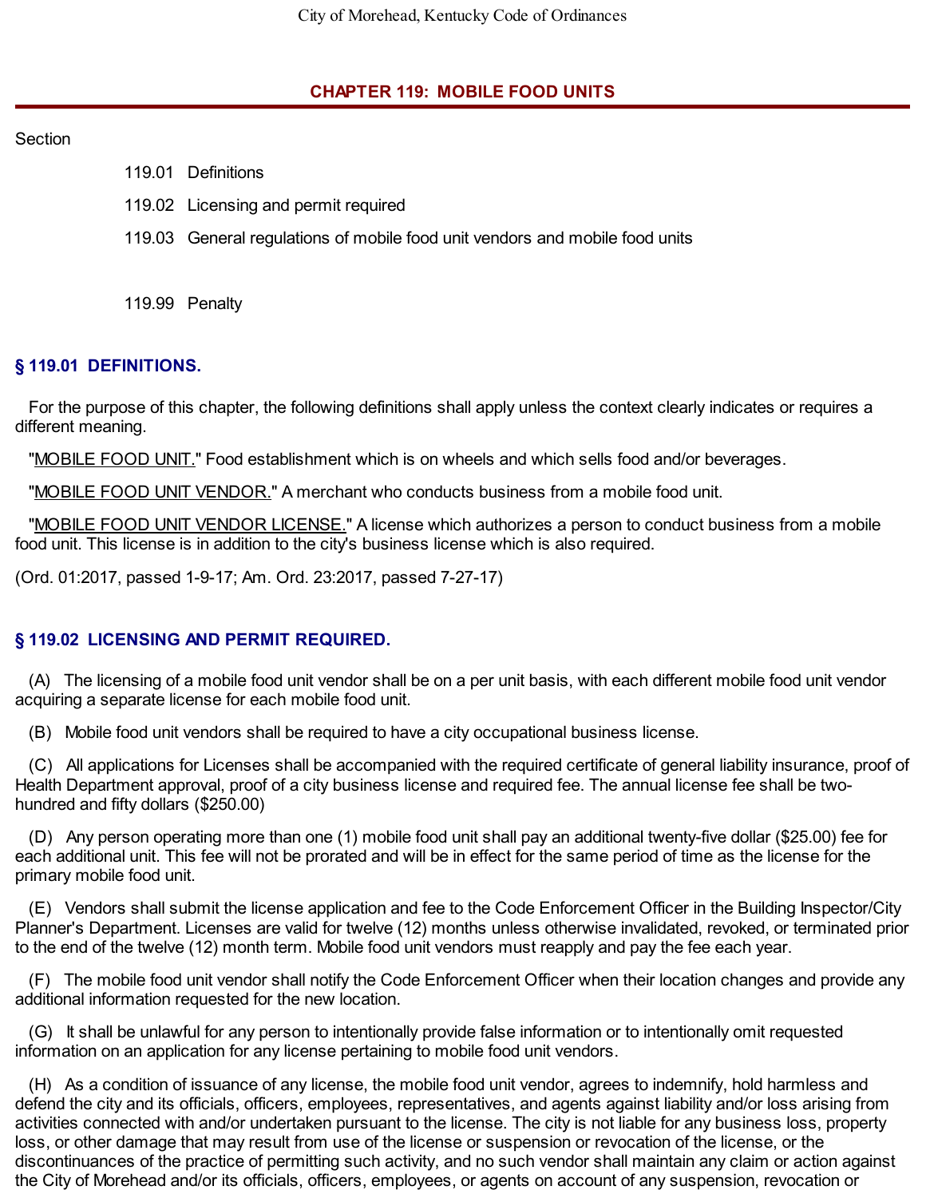# CHAPTER 119: MOBILE FOOD UNITS

Section

119.01 Definitions

119.02 Licensing and permit required

119.03 General regulations of mobile food unit vendors and mobile food units

119.99 Penalty

## § 119.01 DEFINITIONS.

For the purpose of this chapter, the following definitions shall apply unless the context clearly indicates or requires a different meaning.

"MOBILE FOOD UNIT." Food establishment which is on wheels and which sells food and/or beverages.

"MOBILE FOOD UNIT VENDOR." A merchant who conducts business from a mobile food unit.

"MOBILE FOOD UNIT VENDOR LICENSE." A license which authorizes a person to conduct business from a mobile food unit. This license is in addition to the city's business license which is also required.

(Ord. 01:2017, passed 1-9-17; Am. Ord. 23:2017, passed 7-27-17)

## § 119.02 LICENSING AND PERMIT REQUIRED.

(A) The licensing of a mobile food unit vendor shall be on a per unit basis, with each different mobile food unit vendor acquiring a separate license for each mobile food unit.

(B) Mobile food unit vendors shall be required to have a city occupational business license.

(C) All applications for Licenses shall be accompanied with the required certificate of general liability insurance, proof of Health Department approval, proof of a city business license and required fee. The annual license fee shall be two-hundred and fifty dollars ($250.00)

(D) Any person operating more than one (1) mobile food unit shall pay an additional twenty-five dollar ($25.00) fee for each additional unit. This fee will not be prorated and will be in effect for the same period of time as the license for the primary mobile food unit.

(E) Vendors shall submit the license application and fee to the Code Enforcement Officer in the Building Inspector/City Planner's Department. Licenses are valid for twelve (12) months unless otherwise invalidated, revoked, or terminated prior to the end of the twelve (12) month term. Mobile food unit vendors must reapply and pay the fee each year.

(F) The mobile food unit vendor shall notify the Code Enforcement Officer when their location changes and provide any additional information requested for the new location.

(G) It shall be unlawful for any person to intentionally provide false information or to intentionally omit requested information on an application for any license pertaining to mobile food unit vendors.

(H) As a condition of issuance of any license, the mobile food unit vendor, agrees to indemnify, hold harmless and defend the city and its officials, officers, employees, representatives, and agents against liability and/or loss arising from activities connected with and/or undertaken pursuant to the license. The city is not liable for any business loss, property loss, or other damage that may result from use of the license or suspension or revocation of the license, or the discontinuances of the practice of permitting such activity, and no such vendor shall maintain any claim or action against the City of Morehead and/or its officials, officers, employees, or agents on account of any suspension, revocation or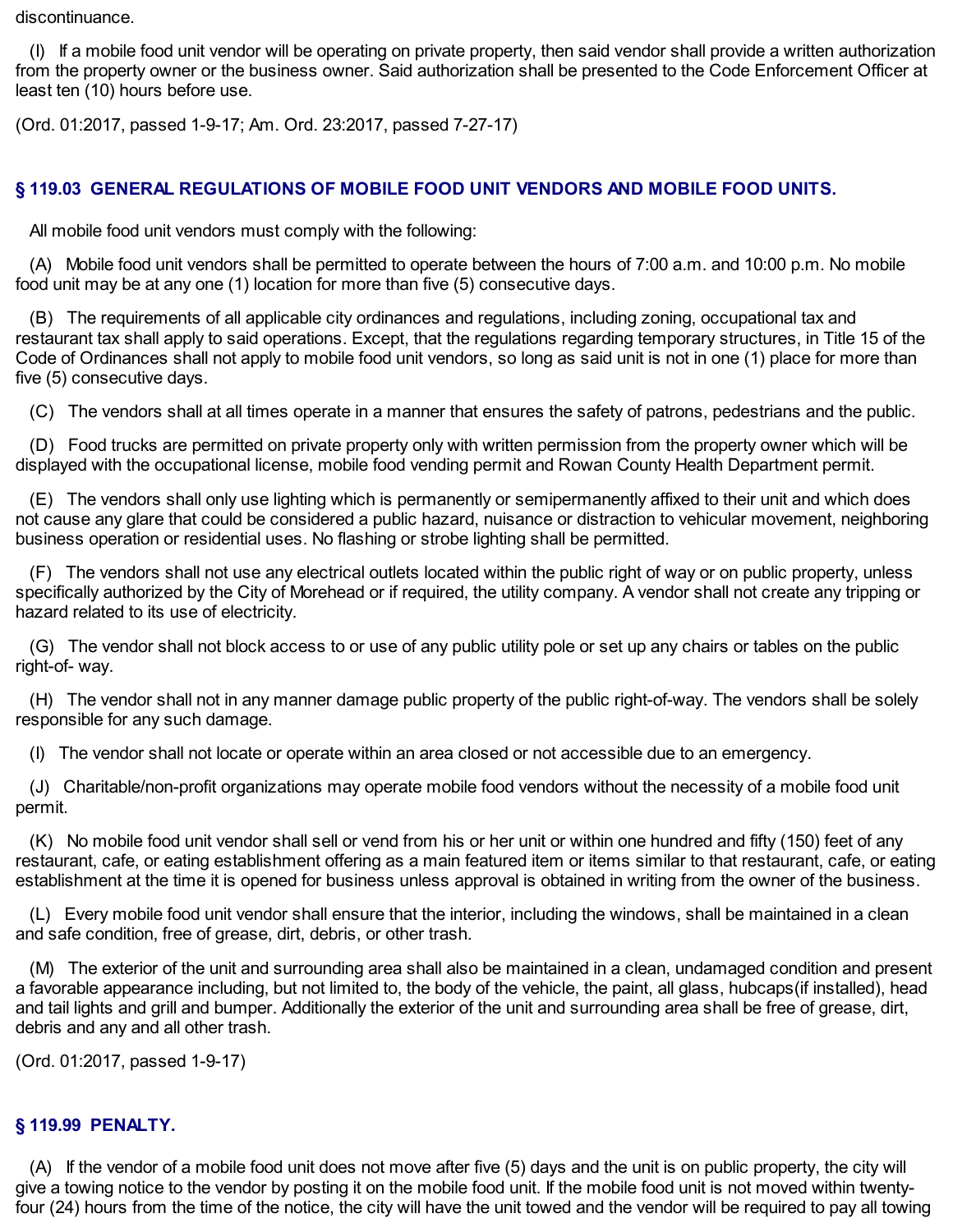discontinuance.

(I) If a mobile food unit vendor will be operating on private property, then said vendor shall provide a written authorization from the property owner or the business owner. Said authorization shall be presented to the Code Enforcement Officer at least ten (10) hours before use.

(Ord. 01:2017, passed 1-9-17; Am. Ord. 23:2017, passed 7-27-17)

## § 119.03 GENERAL REGULATIONS OF MOBILE FOOD UNIT VENDORS AND MOBILE FOOD UNITS.

All mobile food unit vendors must comply with the following:

(A) Mobile food unit vendors shall be permitted to operate between the hours of 7:00 a.m. and 10:00 p.m. No mobile food unit may be at any one (1) location for more than five (5) consecutive days.

(B) The requirements of all applicable city ordinances and regulations, including zoning, occupational tax and restaurant tax shall apply to said operations. Except, that the regulations regarding temporary structures, in Title 15 of the Code of Ordinances shall not apply to mobile food unit vendors, so long as said unit is not in one (1) place for more than five (5) consecutive days.

(C) The vendors shall at all times operate in a manner that ensures the safety of patrons, pedestrians and the public.

(D) Food trucks are permitted on private property only with written permission from the property owner which will be displayed with the occupational license, mobile food vending permit and Rowan County Health Department permit.

(E) The vendors shall only use lighting which is permanently or semipermanently affixed to their unit and which does not cause any glare that could be considered a public hazard, nuisance or distraction to vehicular movement, neighboring business operation or residential uses. No flashing or strobe lighting shall be permitted.

(F) The vendors shall not use any electrical outlets located within the public right of way or on public property, unless specifically authorized by the City of Morehead or if required, the utility company. A vendor shall not create any tripping or hazard related to its use of electricity.

(G) The vendor shall not block access to or use of any public utility pole or set up any chairs or tables on the public right-of- way.

(H) The vendor shall not in any manner damage public property of the public right-of-way. The vendors shall be solely responsible for any such damage.

(I) The vendor shall not locate or operate within an area closed or not accessible due to an emergency.

(J) Charitable/non-profit organizations may operate mobile food vendors without the necessity of a mobile food unit permit.

(K) No mobile food unit vendor shall sell or vend from his or her unit or within one hundred and fifty (150) feet of any restaurant, cafe, or eating establishment offering as a main featured item or items similar to that restaurant, cafe, or eating establishment at the time it is opened for business unless approval is obtained in writing from the owner of the business.

(L) Every mobile food unit vendor shall ensure that the interior, including the windows, shall be maintained in a clean and safe condition, free of grease, dirt, debris, or other trash.

(M) The exterior of the unit and surrounding area shall also be maintained in a clean, undamaged condition and present a favorable appearance including, but not limited to, the body of the vehicle, the paint, all glass, hubcaps(if installed), head and tail lights and grill and bumper. Additionally the exterior of the unit and surrounding area shall be free of grease, dirt, debris and any and all other trash.

(Ord. 01:2017, passed 1-9-17)

## § 119.99 PENALTY.

(A) If the vendor of a mobile food unit does not move after five (5) days and the unit is on public property, the city will give a towing notice to the vendor by posting it on the mobile food unit. If the mobile food unit is not moved within twenty-four (24) hours from the time of the notice, the city will have the unit towed and the vendor will be required to pay all towing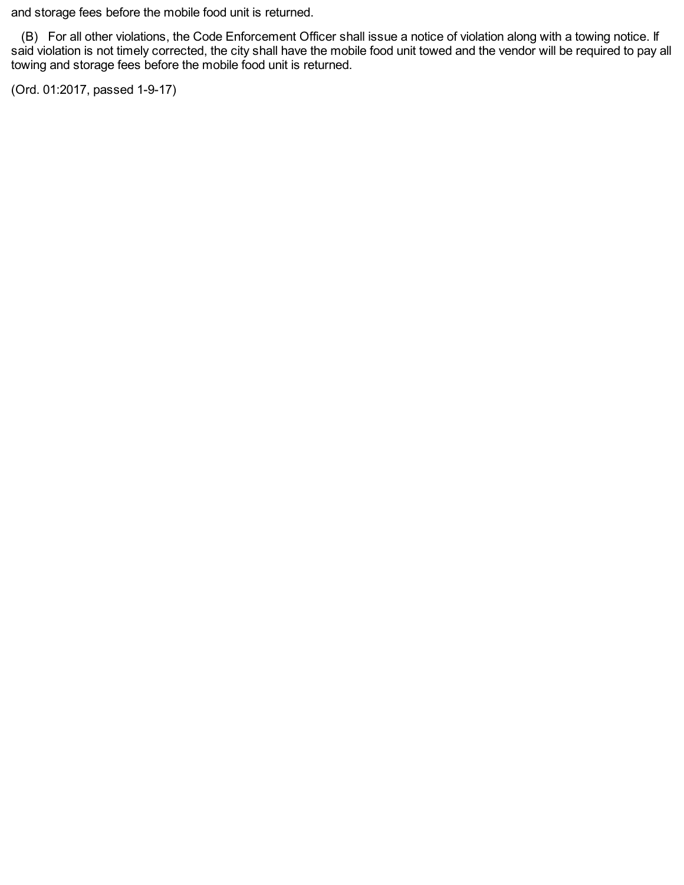and storage fees before the mobile food unit is returned.

(B) For all other violations, the Code Enforcement Officer shall issue a notice of violation along with a towing notice. If said violation is not timely corrected, the city shall have the mobile food unit towed and the vendor will be required to pay all towing and storage fees before the mobile food unit is returned.

(Ord. 01:2017, passed 1-9-17)